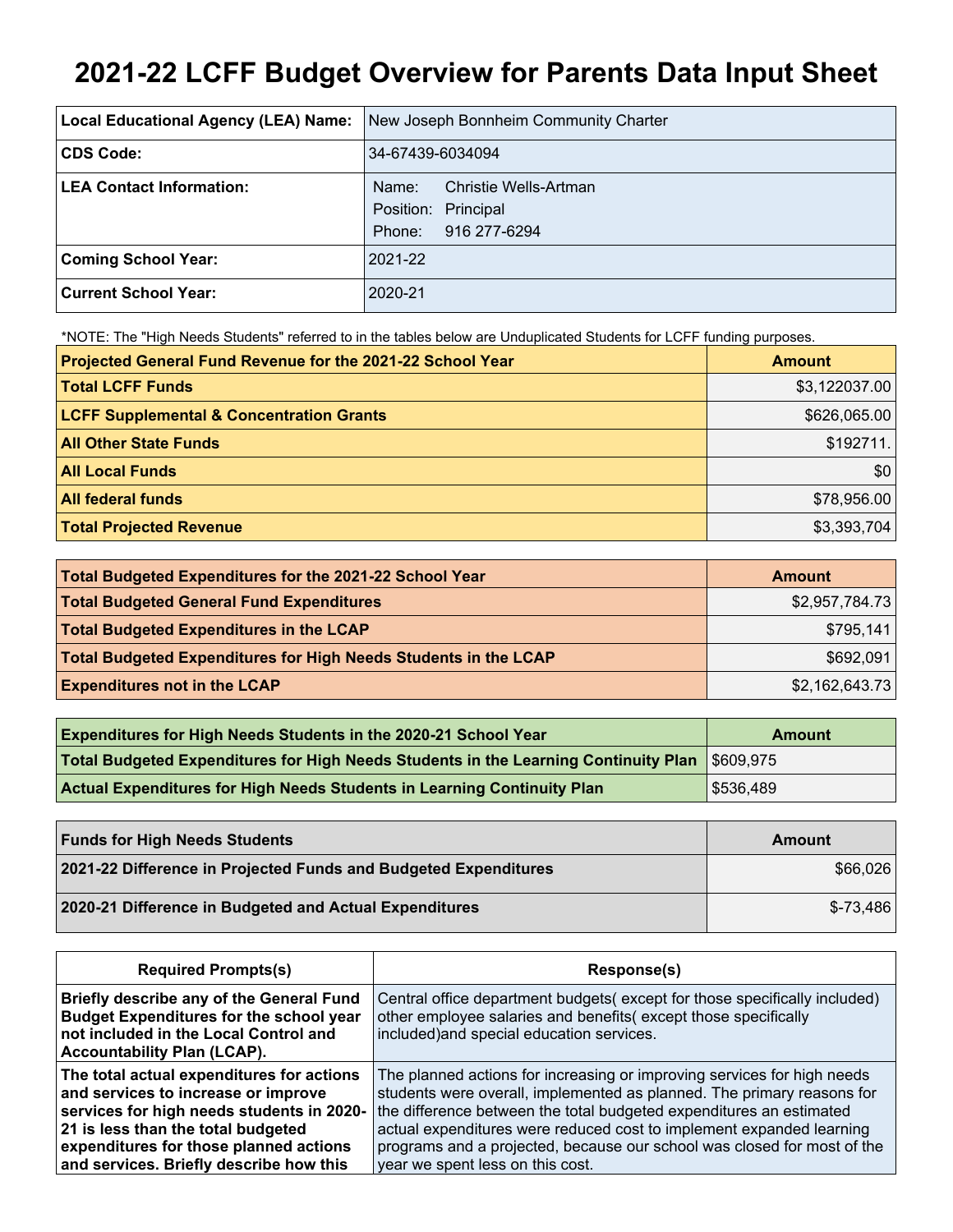# 2021-22 LCFF Budget Overview for Parents Data Input Sheet

| Local Educational Agency (LEA) Name: | New Joseph Bonnheim Community Charter |
|---|---|
| CDS Code: | 34-67439-6034094 |
| LEA Contact Information: | Name: Christie Wells-Artman<br>Position: Principal<br>Phone: 916 277-6294 |
| Coming School Year: | 2021-22 |
| Current School Year: | 2020-21 |

*NOTE: The "High Needs Students" referred to in the tables below are Unduplicated Students for LCFF funding purposes.

| Projected General Fund Revenue for the 2021-22 School Year | Amount |
|---|---|
| Total LCFF Funds | $3,122037.00 |
| LCFF Supplemental & Concentration Grants | $626,065.00 |
| All Other State Funds | $192711. |
| All Local Funds | $0 |
| All federal funds | $78,956.00 |
| Total Projected Revenue | $3,393,704 |

| Total Budgeted Expenditures for the 2021-22 School Year | Amount |
|---|---|
| Total Budgeted General Fund Expenditures | $2,957,784.73 |
| Total Budgeted Expenditures in the LCAP | $795,141 |
| Total Budgeted Expenditures for High Needs Students in the LCAP | $692,091 |
| Expenditures not in the LCAP | $2,162,643.73 |

| Expenditures for High Needs Students in the 2020-21 School Year | Amount |
|---|---|
| Total Budgeted Expenditures for High Needs Students in the Learning Continuity Plan | $609,975 |
| Actual Expenditures for High Needs Students in Learning Continuity Plan | $536,489 |

| Funds for High Needs Students | Amount |
|---|---|
| 2021-22 Difference in Projected Funds and Budgeted Expenditures | $66,026 |
| 2020-21 Difference in Budgeted and Actual Expenditures | $-73,486 |

| Required Prompts(s) | Response(s) |
|---|---|
| Briefly describe any of the General Fund Budget Expenditures for the school year not included in the Local Control and Accountability Plan (LCAP). | Central office department budgets( except for those specifically included) other employee salaries and benefits( except those specifically included)and special education services. |
| The total actual expenditures for actions and services to increase or improve services for high needs students in 2020-21 is less than the total budgeted expenditures for those planned actions and services. Briefly describe how this | The planned actions for increasing or improving services for high needs students were overall, implemented as planned. The primary reasons for the difference between the total budgeted expenditures an estimated actual expenditures were reduced cost to implement expanded learning programs and a projected, because our school was closed for most of the year we spent less on this cost. |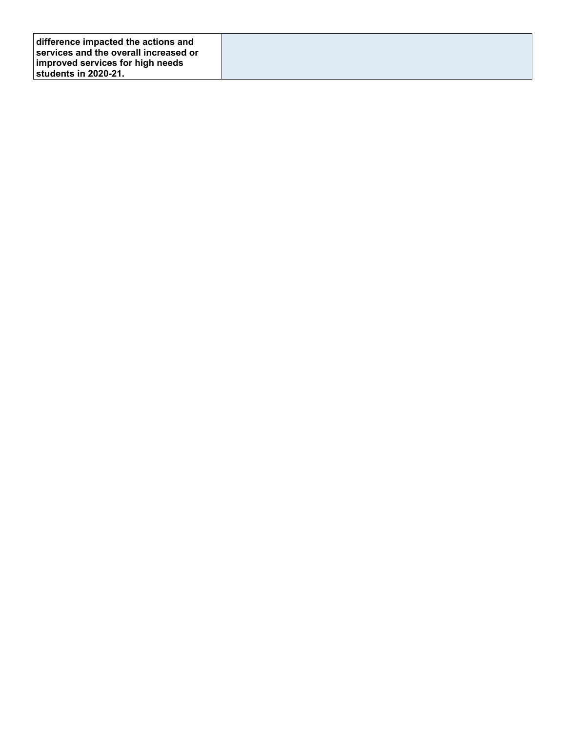| | |
|---|---|
| **difference impacted the actions and services and the overall increased or improved services for high needs students in 2020-21.** | |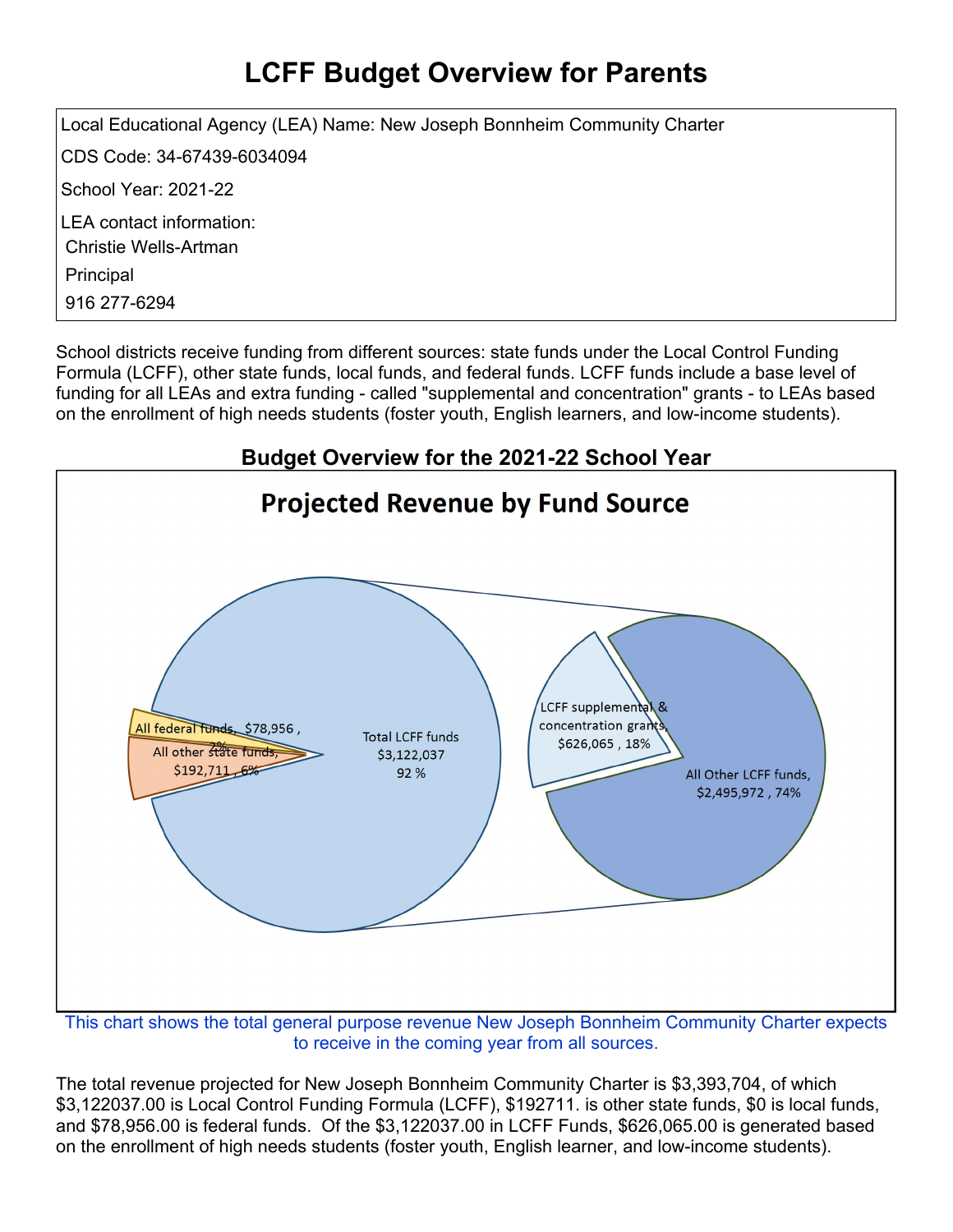# LCFF Budget Overview for Parents

Local Educational Agency (LEA) Name: New Joseph Bonnheim Community Charter

CDS Code: 34-67439-6034094

School Year: 2021-22

LEA contact information:
Christie Wells-Artman
Principal
916 277-6294

School districts receive funding from different sources: state funds under the Local Control Funding Formula (LCFF), other state funds, local funds, and federal funds. LCFF funds include a base level of funding for all LEAs and extra funding - called "supplemental and concentration" grants - to LEAs based on the enrollment of high needs students (foster youth, English learners, and low-income students).

## Budget Overview for the 2021-22 School Year

**Projected Revenue by Fund Source**

All federal funds, $78,956, 2%
All other state funds, $192,711, 6%
Total LCFF funds $3,122,037 92 %
LCFF supplemental & concentration grants, $626,065, 18%
All Other LCFF funds, $2,495,972, 74%

This chart shows the total general purpose revenue New Joseph Bonnheim Community Charter expects to receive in the coming year from all sources.

The total revenue projected for New Joseph Bonnheim Community Charter is $3,393,704, of which $3,122037.00 is Local Control Funding Formula (LCFF), $192711. is other state funds, $0 is local funds, and $78,956.00 is federal funds. Of the $3,122037.00 in LCFF Funds, $626,065.00 is generated based on the enrollment of high needs students (foster youth, English learner, and low-income students).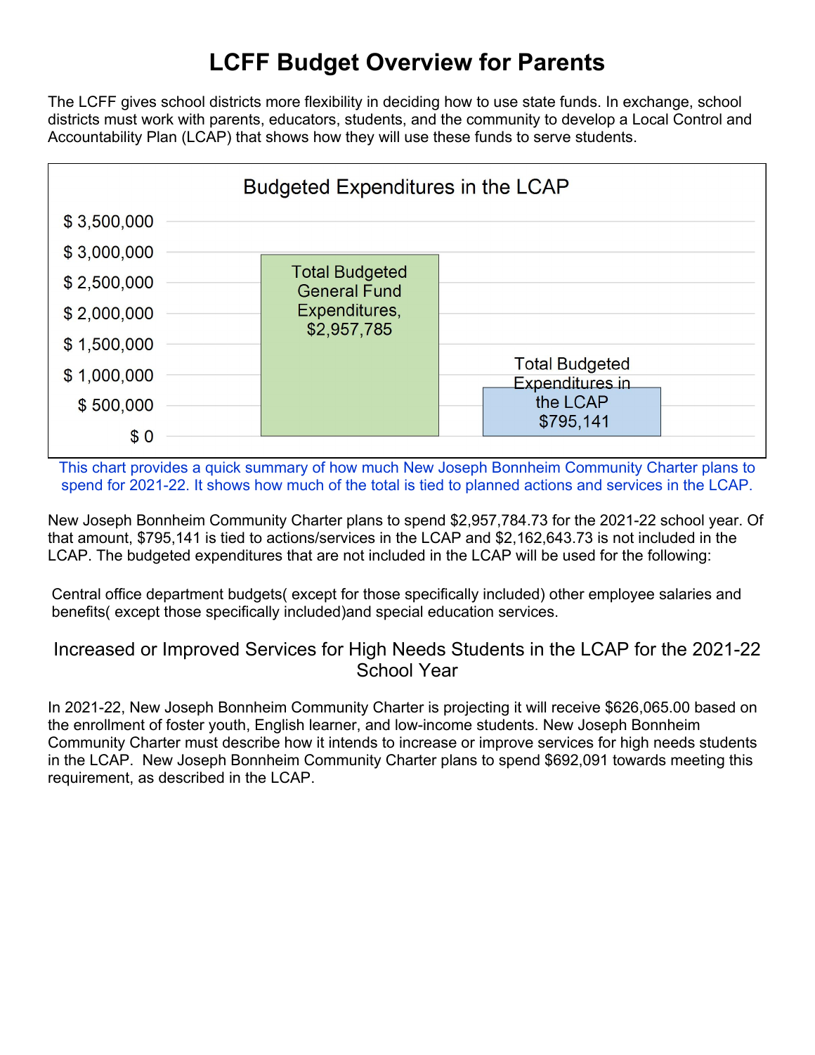# LCFF Budget Overview for Parents

The LCFF gives school districts more flexibility in deciding how to use state funds. In exchange, school districts must work with parents, educators, students, and the community to develop a Local Control and Accountability Plan (LCAP) that shows how they will use these funds to serve students.

**Budgeted Expenditures in the LCAP**

| Category | Amount |
|---|---|
| Total Budgeted General Fund Expenditures | $2,957,785 |
| Total Budgeted Expenditures in the LCAP | $795,141 |

This chart provides a quick summary of how much New Joseph Bonnheim Community Charter plans to spend for 2021-22. It shows how much of the total is tied to planned actions and services in the LCAP.

New Joseph Bonnheim Community Charter plans to spend $2,957,784.73 for the 2021-22 school year. Of that amount, $795,141 is tied to actions/services in the LCAP and $2,162,643.73 is not included in the LCAP. The budgeted expenditures that are not included in the LCAP will be used for the following:

Central office department budgets( except for those specifically included) other employee salaries and benefits( except those specifically included)and special education services.

## Increased or Improved Services for High Needs Students in the LCAP for the 2021-22 School Year

In 2021-22, New Joseph Bonnheim Community Charter is projecting it will receive $626,065.00 based on the enrollment of foster youth, English learner, and low-income students. New Joseph Bonnheim Community Charter must describe how it intends to increase or improve services for high needs students in the LCAP. New Joseph Bonnheim Community Charter plans to spend $692,091 towards meeting this requirement, as described in the LCAP.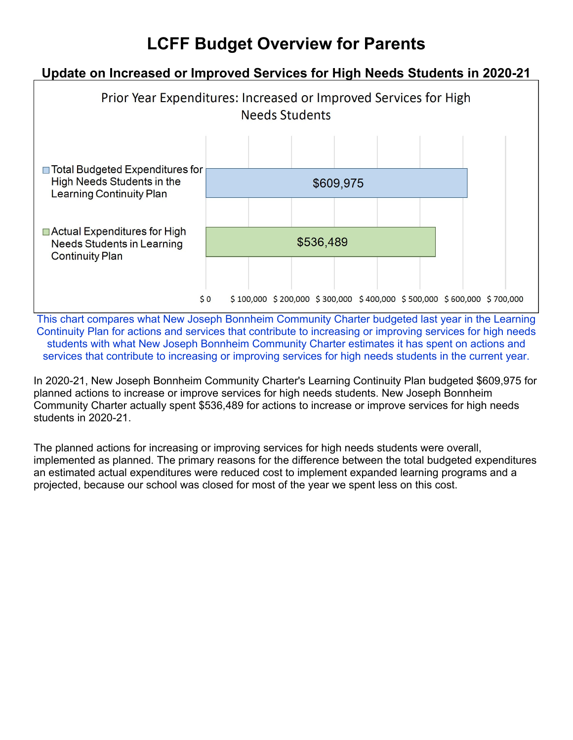# LCFF Budget Overview for Parents

## Update on Increased or Improved Services for High Needs Students in 2020-21

Prior Year Expenditures: Increased or Improved Services for High Needs Students

Total Budgeted Expenditures for High Needs Students in the Learning Continuity Plan

$609,975

Actual Expenditures for High Needs Students in Learning Continuity Plan

$536,489

$ 0 $ 100,000 $ 200,000 $ 300,000 $ 400,000 $ 500,000 $ 600,000 $ 700,000

This chart compares what New Joseph Bonnheim Community Charter budgeted last year in the Learning Continuity Plan for actions and services that contribute to increasing or improving services for high needs students with what New Joseph Bonnheim Community Charter estimates it has spent on actions and services that contribute to increasing or improving services for high needs students in the current year.

In 2020-21, New Joseph Bonnheim Community Charter's Learning Continuity Plan budgeted $609,975 for planned actions to increase or improve services for high needs students. New Joseph Bonnheim Community Charter actually spent $536,489 for actions to increase or improve services for high needs students in 2020-21.

The planned actions for increasing or improving services for high needs students were overall, implemented as planned. The primary reasons for the difference between the total budgeted expenditures an estimated actual expenditures were reduced cost to implement expanded learning programs and a projected, because our school was closed for most of the year we spent less on this cost.